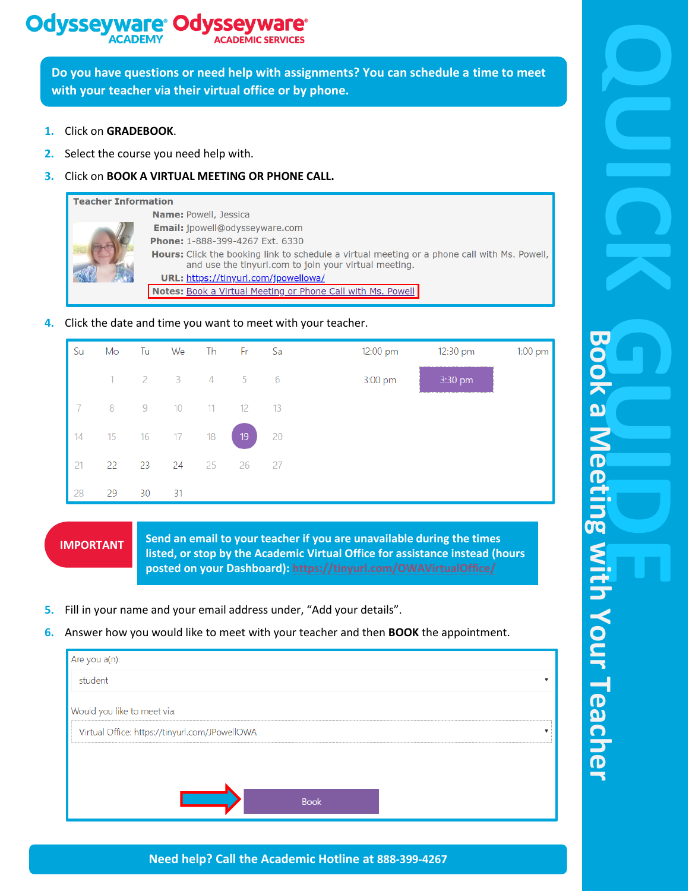# QUICK GUIDE

## Book a Meeting with Your Teacher

Odysseyware ACADEMY | Odysseyware ACADEMIC SERVICES

**Do you have questions or need help with assignments? You can schedule a time to meet with your teacher via their virtual office or by phone.**

1. Click on **GRADEBOOK**.
2. Select the course you need help with.
3. Click on **BOOK A VIRTUAL MEETING OR PHONE CALL.**

**Teacher Information**

**Name:** Powell, Jessica
**Email:** jpowell@odysseyware.com
**Phone:** 1-888-399-4267 Ext. 6330
**Hours:** Click the booking link to schedule a virtual meeting or a phone call with Ms. Powell, and use the tinyurl.com to join your virtual meeting.
**URL:** https://tinyurl.com/jpowellowa/
**Notes:** Book a Virtual Meeting or Phone Call with Ms. Powell

4. Click the date and time you want to meet with your teacher.

| Su | Mo | Tu | We | Th | Fr | Sa |
|---|---|---|---|---|---|---|
| | 1 | 2 | 3 | 4 | 5 | 6 |
| 7 | 8 | 9 | 10 | 11 | 12 | 13 |
| 14 | 15 | 16 | 17 | 18 | 19 | 20 |
| 21 | 22 | 23 | 24 | 25 | 26 | 27 |
| 28 | 29 | 30 | 31 | | | |

| 12:00 pm | 12:30 pm | 1:00 pm |
|---|---|---|
| 3:00 pm | 3:30 pm | |

**IMPORTANT** | **Send an email to your teacher if you are unavailable during the times listed, or stop by the Academic Virtual Office for assistance instead (hours posted on your Dashboard): https://tinyurl.com/OWAVirtualOffice/**

5. Fill in your name and your email address under, "Add your details".
6. Answer how you would like to meet with your teacher and then **BOOK** the appointment.

Are you a(n):
student

Would you like to meet via:
Virtual Office: https://tinyurl.com/JPowellOWA

Book

**Need help? Call the Academic Hotline at 888-399-4267**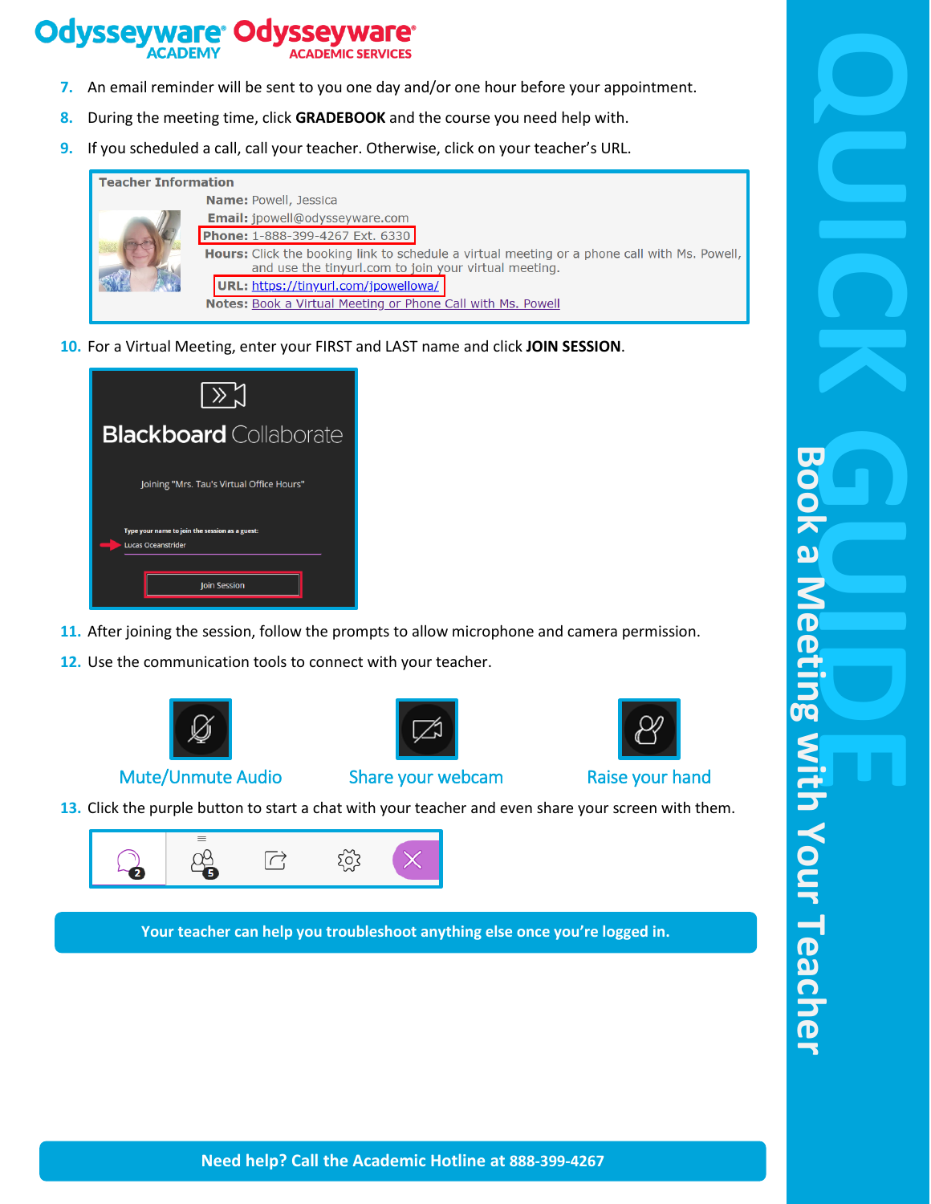Odysseyware ACADEMY Odysseyware ACADEMIC SERVICES

7. An email reminder will be sent to you one day and/or one hour before your appointment.
8. During the meeting time, click **GRADEBOOK** and the course you need help with.
9. If you scheduled a call, call your teacher. Otherwise, click on your teacher's URL.

**Teacher Information**

**Name:** Powell, Jessica
**Email:** jpowell@odysseyware.com
**Phone:** 1-888-399-4267 Ext. 6330
**Hours:** Click the booking link to schedule a virtual meeting or a phone call with Ms. Powell, and use the tinyurl.com to join your virtual meeting.
**URL:** https://tinyurl.com/jpowellowa/
**Notes:** Book a Virtual Meeting or Phone Call with Ms. Powell

10. For a Virtual Meeting, enter your FIRST and LAST name and click **JOIN SESSION**.

Blackboard Collaborate

Joining "Mrs. Tau's Virtual Office Hours"

Type your name to join the session as a guest:
Lucas Oceanstrider

Join Session

11. After joining the session, follow the prompts to allow microphone and camera permission.
12. Use the communication tools to connect with your teacher.

Mute/Unmute Audio

Share your webcam

Raise your hand

13. Click the purple button to start a chat with your teacher and even share your screen with them.

**Your teacher can help you troubleshoot anything else once you're logged in.**

**Need help? Call the Academic Hotline at 888-399-4267**

QUICK GUIDE

**Book a Meeting with Your Teacher**